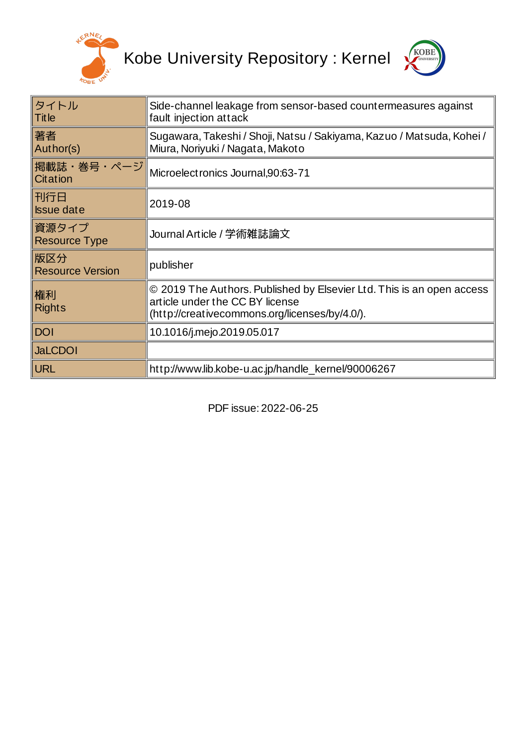Kobe University Repository : Kernel

| タイトル Title | Side-channel leakage from sensor-based countermeasures against fault injection attack |
|---|---|
| 著者 Author(s) | Sugawara, Takeshi / Shoji, Natsu / Sakiyama, Kazuo / Matsuda, Kohei / Miura, Noriyuki / Nagata, Makoto |
| 掲載誌・巻号・ページ Citation | Microelectronics Journal,90:63-71 |
| 刊行日 Issue date | 2019-08 |
| 資源タイプ Resource Type | Journal Article / 学術雑誌論文 |
| 版区分 Resource Version | publisher |
| 権利 Rights | © 2019 The Authors. Published by Elsevier Ltd. This is an open access article under the CC BY license (http://creativecommons.org/licenses/by/4.0/). |
| DOI | 10.1016/j.mejo.2019.05.017 |
| JaLCDOI | |
| URL | http://www.lib.kobe-u.ac.jp/handle_kernel/90006267 |

PDF issue: 2022-06-25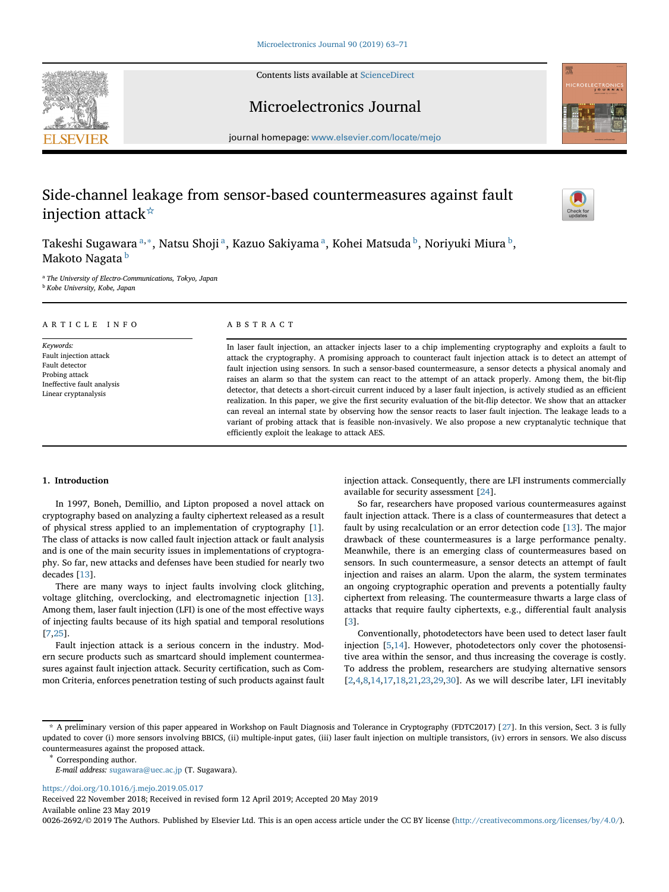# Side-channel leakage from sensor-based countermeasures against fault injection attack☆

Takeshi Sugawara [a,*], Natsu Shoji [a], Kazuo Sakiyama [a], Kohei Matsuda [b], Noriyuki Miura [b], Makoto Nagata [b]

[a] The University of Electro-Communications, Tokyo, Japan
[b] Kobe University, Kobe, Japan

## ARTICLE INFO

*Keywords:*
Fault injection attack
Fault detector
Probing attack
Ineffective fault analysis
Linear cryptanalysis

## ABSTRACT

In laser fault injection, an attacker injects laser to a chip implementing cryptography and exploits a fault to attack the cryptography. A promising approach to counteract fault injection attack is to detect an attempt of fault injection using sensors. In such a sensor-based countermeasure, a sensor detects a physical anomaly and raises an alarm so that the system can react to the attempt of an attack properly. Among them, the bit-flip detector, that detects a short-circuit current induced by a laser fault injection, is actively studied as an efficient realization. In this paper, we give the first security evaluation of the bit-flip detector. We show that an attacker can reveal an internal state by observing how the sensor reacts to laser fault injection. The leakage leads to a variant of probing attack that is feasible non-invasively. We also propose a new cryptanalytic technique that efficiently exploit the leakage to attack AES.

## 1. Introduction

In 1997, Boneh, Demillio, and Lipton proposed a novel attack on cryptography based on analyzing a faulty ciphertext released as a result of physical stress applied to an implementation of cryptography [1]. The class of attacks is now called fault injection attack or fault analysis and is one of the main security issues in implementations of cryptography. So far, new attacks and defenses have been studied for nearly two decades [13].

There are many ways to inject faults involving clock glitching, voltage glitching, overclocking, and electromagnetic injection [13]. Among them, laser fault injection (LFI) is one of the most effective ways of injecting faults because of its high spatial and temporal resolutions [7,25].

Fault injection attack is a serious concern in the industry. Modern secure products such as smartcard should implement countermeasures against fault injection attack. Security certification, such as Common Criteria, enforces penetration testing of such products against fault injection attack. Consequently, there are LFI instruments commercially available for security assessment [24].

So far, researchers have proposed various countermeasures against fault injection attack. There is a class of countermeasures that detect a fault by using recalculation or an error detection code [13]. The major drawback of these countermeasures is a large performance penalty. Meanwhile, there is an emerging class of countermeasures based on sensors. In such countermeasure, a sensor detects an attempt of fault injection and raises an alarm. Upon the alarm, the system terminates an ongoing cryptographic operation and prevents a potentially faulty ciphertext from releasing. The countermeasure thwarts a large class of attacks that require faulty ciphertexts, e.g., differential fault analysis [3].

Conventionally, photodetectors have been used to detect laser fault injection [5,14]. However, photodetectors only cover the photosensitive area within the sensor, and thus increasing the coverage is costly. To address the problem, researchers are studying alternative sensors [2,4,8,14,17,18,21,23,29,30]. As we will describe later, LFI inevitably

☆ A preliminary version of this paper appeared in Workshop on Fault Diagnosis and Tolerance in Cryptography (FDTC2017) [27]. In this version, Sect. 3 is fully updated to cover (i) more sensors involving BBICS, (ii) multiple-input gates, (iii) laser fault injection on multiple transistors, (iv) errors in sensors. We also discuss countermeasures against the proposed attack.

\* Corresponding author.
*E-mail address:* sugawara@uec.ac.jp (T. Sugawara).

https://doi.org/10.1016/j.mejo.2019.05.017
Received 22 November 2018; Received in revised form 12 April 2019; Accepted 20 May 2019
Available online 23 May 2019
0026-2692/© 2019 The Authors. Published by Elsevier Ltd. This is an open access article under the CC BY license (http://creativecommons.org/licenses/by/4.0/).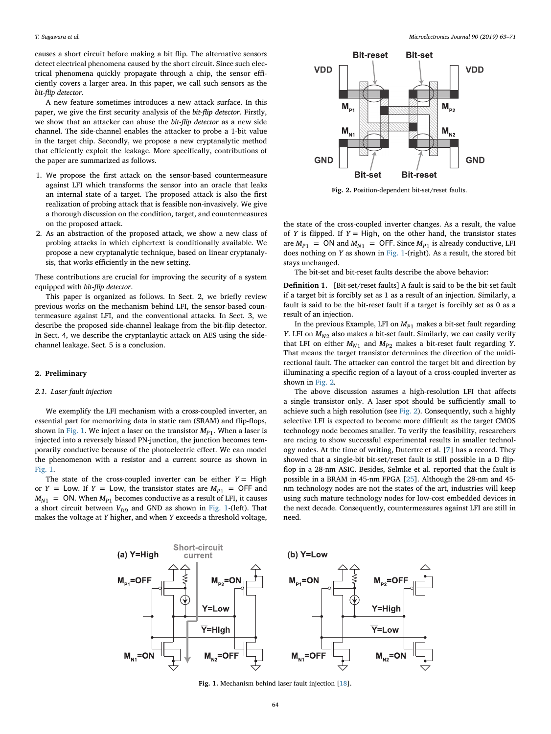causes a short circuit before making a bit flip. The alternative sensors detect electrical phenomena caused by the short circuit. Since such electrical phenomena quickly propagate through a chip, the sensor efficiently covers a larger area. In this paper, we call such sensors as the *bit-flip detector*.

A new feature sometimes introduces a new attack surface. In this paper, we give the first security analysis of the *bit-flip detector*. Firstly, we show that an attacker can abuse the *bit-flip detector* as a new side channel. The side-channel enables the attacker to probe a 1-bit value in the target chip. Secondly, we propose a new cryptanalytic method that efficiently exploit the leakage. More specifically, contributions of the paper are summarized as follows.

1. We propose the first attack on the sensor-based countermeasure against LFI which transforms the sensor into an oracle that leaks an internal state of a target. The proposed attack is also the first realization of probing attack that is feasible non-invasively. We give a thorough discussion on the condition, target, and countermeasures on the proposed attack.
2. As an abstraction of the proposed attack, we show a new class of probing attacks in which ciphertext is conditionally available. We propose a new cryptanalytic technique, based on linear cryptanalysis, that works efficiently in the new setting.

These contributions are crucial for improving the security of a system equipped with *bit-flip detector*.

This paper is organized as follows. In Sect. 2, we briefly review previous works on the mechanism behind LFI, the sensor-based countermeasure against LFI, and the conventional attacks. In Sect. 3, we describe the proposed side-channel leakage from the bit-flip detector. In Sect. 4, we describe the cryptanlaytic attack on AES using the side-channel leakage. Sect. 5 is a conclusion.

## 2. Preliminary

### 2.1. Laser fault injection

We exemplify the LFI mechanism with a cross-coupled inverter, an essential part for memorizing data in static ram (SRAM) and flip-flops, shown in Fig. 1. We inject a laser on the transistor $M_{P1}$. When a laser is injected into a reversely biased PN-junction, the junction becomes temporarily conductive because of the photoelectric effect. We can model the phenomenon with a resistor and a current source as shown in Fig. 1.

The state of the cross-coupled inverter can be either $Y=$ High or $Y=$ Low. If $Y=$ Low, the transistor states are $M_{P1}=$ OFF and $M_{N1}=$ ON. When $M_{P1}$ becomes conductive as a result of LFI, it causes a short circuit between $V_{DD}$ and GND as shown in Fig. 1-(left). That makes the voltage at $Y$ higher, and when $Y$ exceeds a threshold voltage, the state of the cross-coupled inverter changes. As a result, the value of $Y$ is flipped. If $Y=$ High, on the other hand, the transistor states are $M_{P1}=$ ON and $M_{N1}=$ OFF. Since $M_{P1}$ is already conductive, LFI does nothing on $Y$ as shown in Fig. 1-(right). As a result, the stored bit stays unchanged.

The bit-set and bit-reset faults describe the above behavior:

**Definition 1.** [Bit-set/reset faults] A fault is said to be the bit-set fault if a target bit is forcibly set as 1 as a result of an injection. Similarly, a fault is said to be the bit-reset fault if a target is forcibly set as 0 as a result of an injection.

In the previous Example, LFI on $M_{P1}$ makes a bit-set fault regarding $Y$. LFI on $M_{N2}$ also makes a bit-set fault. Similarly, we can easily verify that LFI on either $M_{N1}$ and $M_{P2}$ makes a bit-reset fault regarding $Y$. That means the target transistor determines the direction of the unidirectional fault. The attacker can control the target bit and direction by illuminating a specific region of a layout of a cross-coupled inverter as shown in Fig. 2.

Fig. 2. Position-dependent bit-set/reset faults.

The above discussion assumes a high-resolution LFI that affects a single transistor only. A laser spot should be sufficiently small to achieve such a high resolution (see Fig. 2). Consequently, such a highly selective LFI is expected to become more difficult as the target CMOS technology node becomes smaller. To verify the feasibility, researchers are racing to show successful experimental results in smaller technology nodes. At the time of writing, Dutertre et al. [7] has a record. They showed that a single-bit bit-set/reset fault is still possible in a D flip-flop in a 28-nm ASIC. Besides, Selmke et al. reported that the fault is possible in a BRAM in 45-nm FPGA [25]. Although the 28-nm and 45-nm technology nodes are not the states of the art, industries will keep using such mature technology nodes for low-cost embedded devices in the next decade. Consequently, countermeasures against LFI are still in need.

Fig. 1. Mechanism behind laser fault injection [18].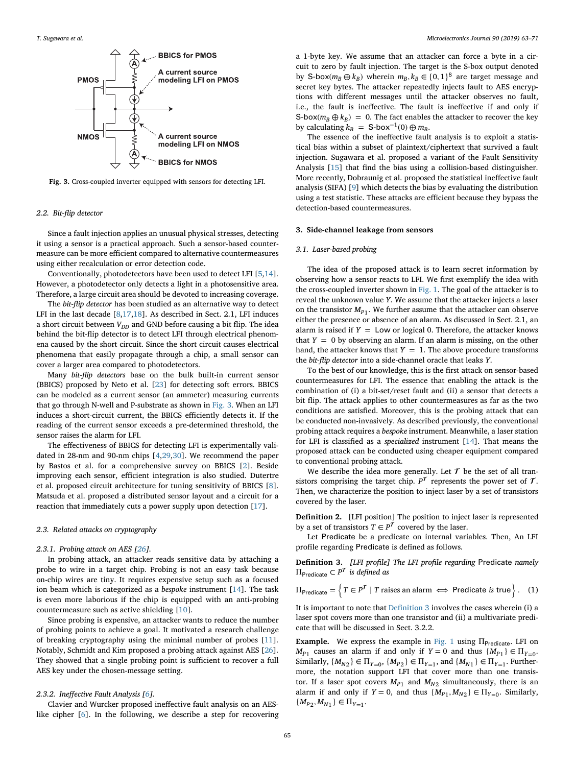Fig. 3. Cross-coupled inverter equipped with sensors for detecting LFI.

### 2.2. Bit-flip detector

Since a fault injection applies an unusual physical stresses, detecting it using a sensor is a practical approach. Such a sensor-based countermeasure can be more efficient compared to alternative countermeasures using either recalculation or error detection code.

Conventionally, photodetectors have been used to detect LFI [5,14]. However, a photodetector only detects a light in a photosensitive area. Therefore, a large circuit area should be devoted to increasing coverage.

The *bit-flip detector* has been studied as an alternative way to detect LFI in the last decade [8,17,18]. As described in Sect. 2.1, LFI induces a short circuit between $V_{DD}$ and GND before causing a bit flip. The idea behind the bit-flip detector is to detect LFI through electrical phenomena caused by the short circuit. Since the short circuit causes electrical phenomena that easily propagate through a chip, a small sensor can cover a larger area compared to photodetectors.

Many *bit-flip detectors* base on the bulk built-in current sensor (BBICS) proposed by Neto et al. [23] for detecting soft errors. BBICS can be modeled as a current sensor (an ammeter) measuring currents that go through N-well and P-substrate as shown in Fig. 3. When an LFI induces a short-circuit current, the BBICS efficiently detects it. If the reading of the current sensor exceeds a pre-determined threshold, the sensor raises the alarm for LFI.

The effectiveness of BBICS for detecting LFI is experimentally validated in 28-nm and 90-nm chips [4,29,30]. We recommend the paper by Bastos et al. for a comprehensive survey on BBICS [2]. Beside improving each sensor, efficient integration is also studied. Dutertre et al. proposed circuit architecture for tuning sensitivity of BBICS [8]. Matsuda et al. proposed a distributed sensor layout and a circuit for a reaction that immediately cuts a power supply upon detection [17].

### 2.3. Related attacks on cryptography

#### 2.3.1. Probing attack on AES [26].

In probing attack, an attacker reads sensitive data by attaching a probe to wire in a target chip. Probing is not an easy task because on-chip wires are tiny. It requires expensive setup such as a focused ion beam which is categorized as a *bespoke* instrument [14]. The task is even more laborious if the chip is equipped with an anti-probing countermeasure such as active shielding [10].

Since probing is expensive, an attacker wants to reduce the number of probing points to achieve a goal. It motivated a research challenge of breaking cryptography using the minimal number of probes [11]. Notably, Schmidt and Kim proposed a probing attack against AES [26]. They showed that a single probing point is sufficient to recover a full AES key under the chosen-message setting.

#### 2.3.2. Ineffective Fault Analysis [6].

Clavier and Wurcker proposed ineffective fault analysis on an AES-like cipher [6]. In the following, we describe a step for recovering a 1-byte key. We assume that an attacker can force a byte in a circuit to zero by fault injection. The target is the S-box output denoted by $\mathsf{S\text{-}box}(m_B \oplus k_B)$ wherein $m_B, k_B \in \{0,1\}^8$ are target message and secret key bytes. The attacker repeatedly injects fault to AES encryptions with different messages until the attacker observes no fault, i.e., the fault is ineffective. The fault is ineffective if and only if $\mathsf{S\text{-}box}(m_B \oplus k_B) = 0$. The fact enables the attacker to recover the key by calculating $k_B = \mathsf{S\text{-}box}^{-1}(0) \oplus m_B$.

The essence of the ineffective fault analysis is to exploit a statistical bias within a subset of plaintext/ciphertext that survived a fault injection. Sugawara et al. proposed a variant of the Fault Sensitivity Analysis [15] that find the bias using a collision-based distinguisher. More recently, Dobraunig et al. proposed the statistical ineffective fault analysis (SIFA) [9] which detects the bias by evaluating the distribution using a test statistic. These attacks are efficient because they bypass the detection-based countermeasures.

## 3. Side-channel leakage from sensors

### 3.1. Laser-based probing

The idea of the proposed attack is to learn secret information by observing how a sensor reacts to LFI. We first exemplify the idea with the cross-coupled inverter shown in Fig. 1. The goal of the attacker is to reveal the unknown value $Y$. We assume that the attacker injects a laser on the transistor $M_{P1}$. We further assume that the attacker can observe either the presence or absence of an alarm. As discussed in Sect. 2.1, an alarm is raised if $Y = \mathsf{Low}$ or logical 0. Therefore, the attacker knows that $Y = 0$ by observing an alarm. If an alarm is missing, on the other hand, the attacker knows that $Y = 1$. The above procedure transforms the *bit-flip detector* into a side-channel oracle that leaks $Y$.

To the best of our knowledge, this is the first attack on sensor-based countermeasures for LFI. The essence that enabling the attack is the combination of (i) a bit-set/reset fault and (ii) a sensor that detects a bit flip. The attack applies to other countermeasures as far as the two conditions are satisfied. Moreover, this is the probing attack that can be conducted non-invasively. As described previously, the conventional probing attack requires a *bespoke* instrument. Meanwhile, a laser station for LFI is classified as a *specialized* instrument [14]. That means the proposed attack can be conducted using cheaper equipment compared to conventional probing attack.

We describe the idea more generally. Let $\mathcal{T}$ be the set of all transistors comprising the target chip. $P^{\mathcal{T}}$ represents the power set of $\mathcal{T}$. Then, we characterize the position to inject laser by a set of transistors covered by the laser.

**Definition 2.** [LFI position] The position to inject laser is represented by a set of transistors $T \in P^{\mathcal{T}}$ covered by the laser.

Let Predicate be a predicate on internal variables. Then, An LFI profile regarding Predicate is defined as follows.

**Definition 3.** *[LFI profile] The LFI profile regarding* Predicate *namely* $\Pi_{\mathsf{Predicate}} \subset P^{\mathcal{T}}$ *is defined as*

$$\Pi_{\mathsf{Predicate}} = \left\{ T \in P^{\mathcal{T}} \mid T \text{ raises an alarm} \iff \mathsf{Predicate} \textit{ is true} \right\}. \quad (1)$$

It is important to note that Definition 3 involves the cases wherein (i) a laser spot covers more than one transistor and (ii) a multivariate predicate that will be discussed in Sect. 3.2.2.

**Example.** We express the example in Fig. 1 using $\Pi_{\mathsf{Predicate}}$. LFI on $M_{P1}$ causes an alarm if and only if $Y = 0$ and thus $\{M_{P1}\} \in \Pi_{Y=0}$. Similarly, $\{M_{N2}\} \in \Pi_{Y=0}$, $\{M_{P2}\} \in \Pi_{Y=1}$, and $\{M_{N1}\} \in \Pi_{Y=1}$. Furthermore, the notation support LFI that cover more than one transistor. If a laser spot covers $M_{P1}$ and $M_{N2}$ simultaneously, there is an alarm if and only if $Y = 0$, and thus $\{M_{P1}, M_{N2}\} \in \Pi_{Y=0}$. Similarly, $\{M_{P2}, M_{N1}\} \in \Pi_{Y=1}$.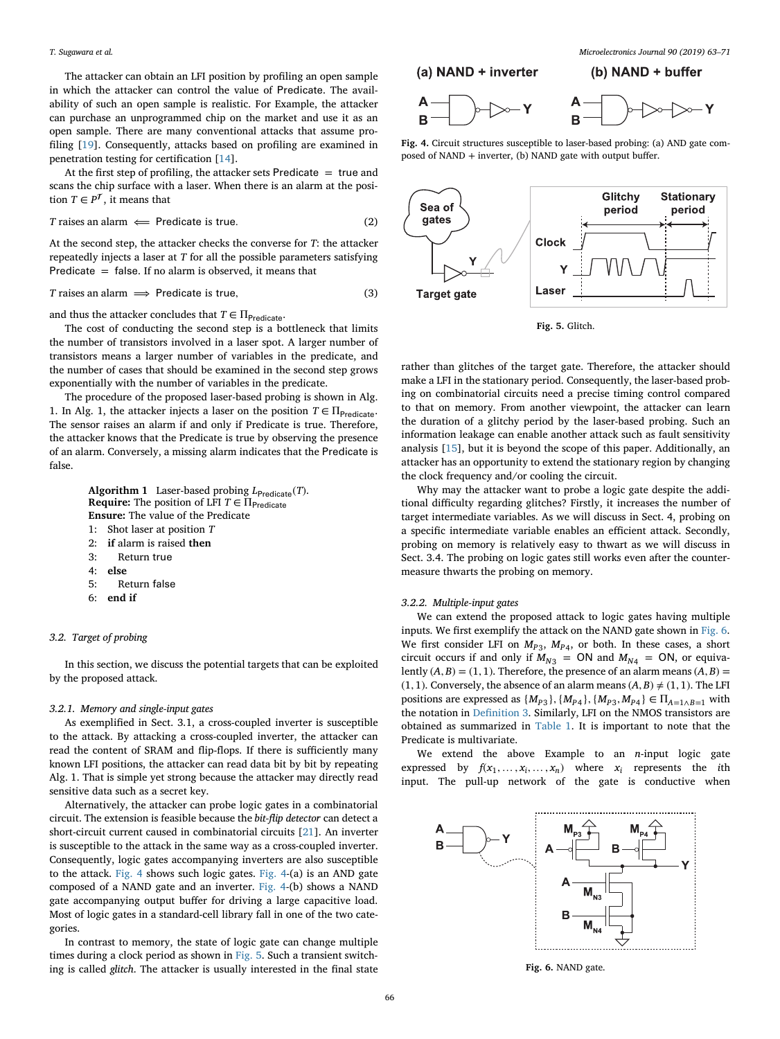The attacker can obtain an LFI position by profiling an open sample in which the attacker can control the value of Predicate. The availability of such an open sample is realistic. For Example, the attacker can purchase an unprogrammed chip on the market and use it as an open sample. There are many conventional attacks that assume profiling [19]. Consequently, attacks based on profiling are examined in penetration testing for certification [14].

At the first step of profiling, the attacker sets Predicate = true and scans the chip surface with a laser. When there is an alarm at the position $T \in P^{\mathcal{T}}$, it means that

$$T \text{ raises an alarm} \Longleftarrow \text{Predicate is true.} \tag{2}$$

At the second step, the attacker checks the converse for $T$: the attacker repeatedly injects a laser on $T$ for all the possible parameters satisfying Predicate = false. If no alarm is observed, it means that

$$T \text{ raises an alarm} \Longrightarrow \text{Predicate is true,} \tag{3}$$

and thus the attacker concludes that $T \in \Pi_{\text{Predicate}}$.

The cost of conducting the second step is a bottleneck that limits the number of transistors involved in a laser spot. A larger number of transistors means a larger number of variables in the predicate, and the number of cases that should be examined in the second step grows exponentially with the number of variables in the predicate.

The procedure of the proposed laser-based probing is shown in Alg. 1. In Alg. 1, the attacker injects a laser on the position $T \in \Pi_{\text{Predicate}}$. The sensor raises an alarm if and only if Predicate is true. Therefore, the attacker knows that the Predicate is true by observing the presence of an alarm. Conversely, a missing alarm indicates that the Predicate is false.

**Algorithm 1** Laser-based probing $L_{\text{Predicate}}(T)$.
**Require:** The position of LFI $T \in \Pi_{\text{Predicate}}$
**Ensure:** The value of the Predicate

```
1:  Shot laser at position T
2:  if alarm is raised then
3:      Return true
4:  else
5:      Return false
6:  end if
```

### 3.2. Target of probing

In this section, we discuss the potential targets that can be exploited by the proposed attack.

#### 3.2.1. Memory and single-input gates

As exemplified in Sect. 3.1, a cross-coupled inverter is susceptible to the attack. By attacking a cross-coupled inverter, the attacker can read the content of SRAM and flip-flops. If there is sufficiently many known LFI positions, the attacker can read data bit by bit by repeating Alg. 1. That is simple yet strong because the attacker may directly read sensitive data such as a secret key.

Alternatively, the attacker can probe logic gates in a combinatorial circuit. The extension is feasible because the *bit-flip detector* can detect a short-circuit current caused in combinatorial circuits [21]. An inverter is susceptible to the attack in the same way as a cross-coupled inverter. Consequently, logic gates accompanying inverters are also susceptible to the attack. Fig. 4 shows such logic gates. Fig. 4-(a) is an AND gate composed of a NAND gate and an inverter. Fig. 4-(b) shows a NAND gate accompanying output buffer for driving a large capacitive load. Most of logic gates in a standard-cell library fall in one of the two categories.

In contrast to memory, the state of logic gate can change multiple times during a clock period as shown in Fig. 5. Such a transient switching is called *glitch*. The attacker is usually interested in the final state rather than glitches of the target gate. Therefore, the attacker should make a LFI in the stationary period. Consequently, the laser-based probing on combinatorial circuits need a precise timing control compared to that on memory. From another viewpoint, the attacker can learn the duration of a glitchy period by the laser-based probing. Such an information leakage can enable another attack such as fault sensitivity analysis [15], but it is beyond the scope of this paper. Additionally, an attacker has an opportunity to extend the stationary region by changing the clock frequency and/or cooling the circuit.

Fig. 4. Circuit structures susceptible to laser-based probing: (a) AND gate composed of NAND + inverter, (b) NAND gate with output buffer.

Fig. 5. Glitch.

Why may the attacker want to probe a logic gate despite the additional difficulty regarding glitches? Firstly, it increases the number of target intermediate variables. As we will discuss in Sect. 4, probing on a specific intermediate variable enables an efficient attack. Secondly, probing on memory is relatively easy to thwart as we will discuss in Sect. 3.4. The probing on logic gates still works even after the countermeasure thwarts the probing on memory.

#### 3.2.2. Multiple-input gates

We can extend the proposed attack to logic gates having multiple inputs. We first exemplify the attack on the NAND gate shown in Fig. 6. We first consider LFI on $M_{P3}$, $M_{P4}$, or both. In these cases, a short circuit occurs if and only if $M_{N3}$ = ON and $M_{N4}$ = ON, or equivalently $(A, B) = (1, 1)$. Therefore, the presence of an alarm means $(A, B) = (1, 1)$. Conversely, the absence of an alarm means $(A, B) \neq (1, 1)$. The LFI positions are expressed as $\{M_{P3}\}, \{M_{P4}\}, \{M_{P3}, M_{P4}\} \in \Pi_{A=1 \wedge B=1}$ with the notation in Definition 3. Similarly, LFI on the NMOS transistors are obtained as summarized in Table 1. It is important to note that the Predicate is multivariate.

We extend the above Example to an $n$-input logic gate expressed by $f(x_1, \ldots, x_i, \ldots, x_n)$ where $x_i$ represents the $i$th input. The pull-up network of the gate is conductive when

Fig. 6. NAND gate.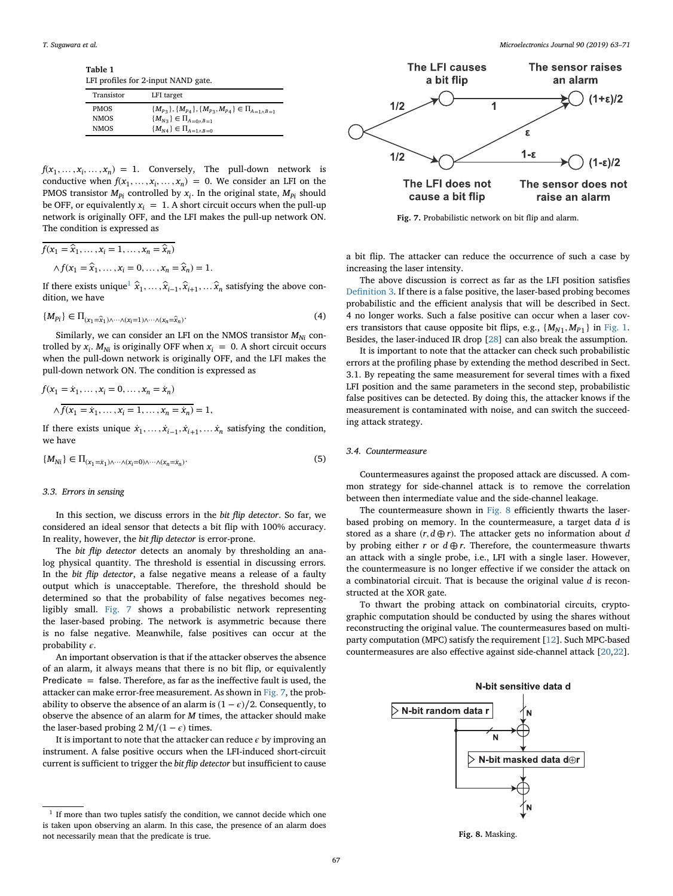**Table 1**
LFI profiles for 2-input NAND gate.

| Transistor | LFI target |
|---|---|
| PMOS | $\{M_{P3}\}, \{M_{P4}\}, \{M_{P3}, M_{P4}\} \in \Pi_{A=1 \wedge B=1}$ |
| NMOS | $\{M_{N3}\} \in \Pi_{A=0 \wedge B=1}$ |
| NMOS | $\{M_{N4}\} \in \Pi_{A=1 \wedge B=0}$ |

$f(x_1, \ldots, x_i, \ldots, x_n) = 1$. Conversely, The pull-down network is conductive when $f(x_1, \ldots, x_i, \ldots, x_n) = 0$. We consider an LFI on the PMOS transistor $M_{Pi}$ controlled by $x_i$. In the original state, $M_{Pi}$ should be OFF, or equivalently $x_i = 1$. A short circuit occurs when the pull-up network is originally OFF, and the LFI makes the pull-up network ON. The condition is expressed as

$$\overline{f(x_1 = \hat{x}_1, \ldots, x_i = 1, \ldots, x_n = \hat{x}_n)}$$
$$\wedge f(x_1 = \hat{x}_1, \ldots, x_i = 0, \ldots, x_n = \hat{x}_n) = 1.$$

If there exists unique[1] $\hat{x}_1, \ldots, \hat{x}_{i-1}, \hat{x}_{i+1}, \ldots \hat{x}_n$ satisfying the above condition, we have

$$\{M_{Pi}\} \in \Pi_{(x_1=\hat{x}_1)\wedge\cdots\wedge(x_i=1)\wedge\cdots\wedge(x_n=\hat{x}_n)}. \tag{4}$$

Similarly, we can consider an LFI on the NMOS transistor $M_{Ni}$ controlled by $x_i$. $M_{Ni}$ is originally OFF when $x_i = 0$. A short circuit occurs when the pull-down network is originally OFF, and the LFI makes the pull-down network ON. The condition is expressed as

$$f(x_1 = \dot{x}_1, \ldots, x_i = 0, \ldots, x_n = \dot{x}_n)$$
$$\wedge \overline{f(x_1 = \dot{x}_1, \ldots, x_i = 1, \ldots, x_n = \dot{x}_n)} = 1,$$

If there exists unique $\dot{x}_1, \ldots, \dot{x}_{i-1}, \dot{x}_{i+1}, \ldots \dot{x}_n$ satisfying the condition, we have

$$\{M_{Ni}\} \in \Pi_{(x_1=\dot{x}_1)\wedge\cdots\wedge(x_i=0)\wedge\cdots\wedge(x_n=\dot{x}_n)}. \tag{5}$$

### 3.3. Errors in sensing

In this section, we discuss errors in the *bit flip detector*. So far, we considered an ideal sensor that detects a bit flip with 100% accuracy. In reality, however, the *bit flip detector* is error-prone.

The *bit flip detector* detects an anomaly by thresholding an analog physical quantity. The threshold is essential in discussing errors. In the *bit flip detector*, a false negative means a release of a faulty output which is unacceptable. Therefore, the threshold should be determined so that the probability of false negatives becomes negligibly small. Fig. 7 shows a probabilistic network representing the laser-based probing. The network is asymmetric because there is no false negative. Meanwhile, false positives can occur at the probability $\epsilon$.

An important observation is that if the attacker observes the absence of an alarm, it always means that there is no bit flip, or equivalently Predicate = false. Therefore, as far as the ineffective fault is used, the attacker can make error-free measurement. As shown in Fig. 7, the probability to observe the absence of an alarm is $(1-\epsilon)/2$. Consequently, to observe the absence of an alarm for $M$ times, the attacker should make the laser-based probing $2M/(1-\epsilon)$ times.

It is important to note that the attacker can reduce $\epsilon$ by improving an instrument. A false positive occurs when the LFI-induced short-circuit current is sufficient to trigger the *bit flip detector* but insufficient to cause a bit flip. The attacker can reduce the occurrence of such a case by increasing the laser intensity.

**Fig. 7.** Probabilistic network on bit flip and alarm.

The above discussion is correct as far as the LFI position satisfies Definition 3. If there is a false positive, the laser-based probing becomes probabilistic and the efficient analysis that will be described in Sect. 4 no longer works. Such a false positive can occur when a laser covers transistors that cause opposite bit flips, e.g., $\{M_{N1}, M_{P1}\}$ in Fig. 1. Besides, the laser-induced IR drop [28] can also break the assumption.

It is important to note that the attacker can check such probabilistic errors at the profiling phase by extending the method described in Sect. 3.1. By repeating the same measurement for several times with a fixed LFI position and the same parameters in the second step, probabilistic false positives can be detected. By doing this, the attacker knows if the measurement is contaminated with noise, and can switch the succeeding attack strategy.

### 3.4. Countermeasure

Countermeasures against the proposed attack are discussed. A common strategy for side-channel attack is to remove the correlation between then intermediate value and the side-channel leakage.

The countermeasure shown in Fig. 8 efficiently thwarts the laser-based probing on memory. In the countermeasure, a target data $d$ is stored as a share $(r, d \oplus r)$. The attacker gets no information about $d$ by probing either $r$ or $d \oplus r$. Therefore, the countermeasure thwarts an attack with a single probe, i.e., LFI with a single laser. However, the countermeasure is no longer effective if we consider the attack on a combinatorial circuit. That is because the original value $d$ is reconstructed at the XOR gate.

To thwart the probing attack on combinatorial circuits, cryptographic computation should be conducted by using the shares without reconstructing the original value. The countermeasures based on multi-party computation (MPC) satisfy the requirement [12]. Such MPC-based countermeasures are also effective against side-channel attack [20,22].

**Fig. 8.** Masking.

[1] If more than two tuples satisfy the condition, we cannot decide which one is taken upon observing an alarm. In this case, the presence of an alarm does not necessarily mean that the predicate is true.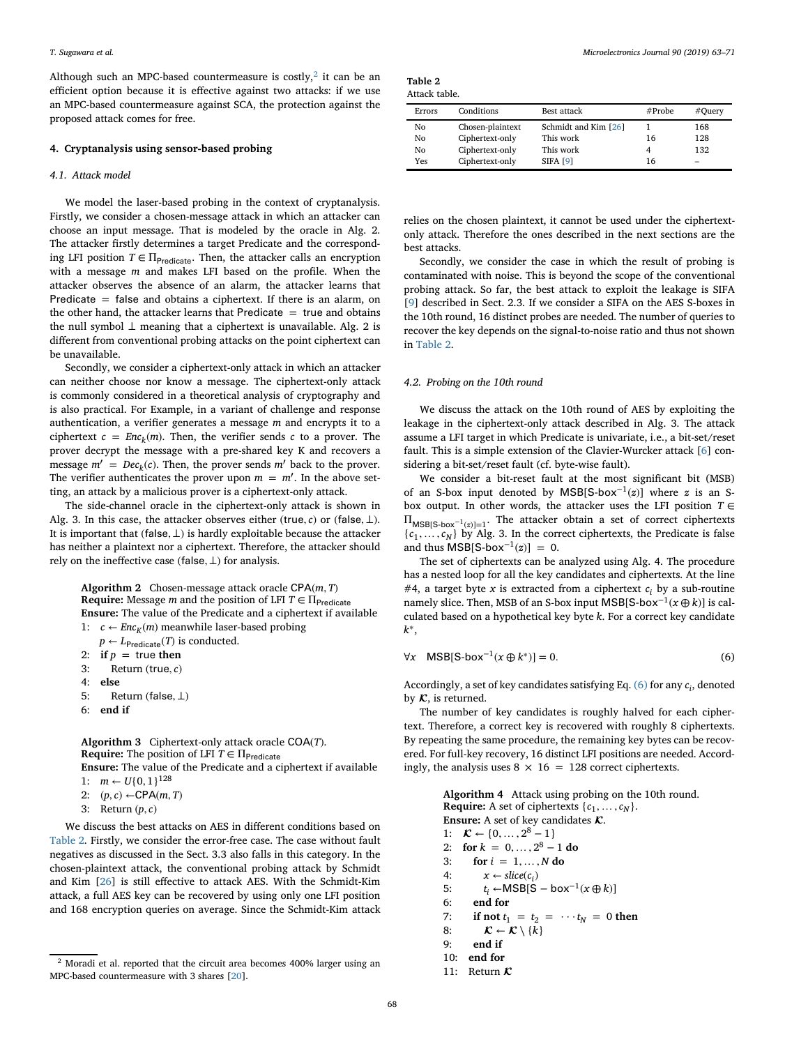Although such an MPC-based countermeasure is costly,[2] it can be an efficient option because it is effective against two attacks: if we use an MPC-based countermeasure against SCA, the protection against the proposed attack comes for free.

## 4. Cryptanalysis using sensor-based probing

### 4.1. Attack model

We model the laser-based probing in the context of cryptanalysis. Firstly, we consider a chosen-message attack in which an attacker can choose an input message. That is modeled by the oracle in Alg. 2. The attacker firstly determines a target Predicate and the corresponding LFI position $T \in \Pi_{\mathsf{Predicate}}$. Then, the attacker calls an encryption with a message $m$ and makes LFI based on the profile. When the attacker observes the absence of an alarm, the attacker learns that $\mathsf{Predicate} = \mathsf{false}$ and obtains a ciphertext. If there is an alarm, on the other hand, the attacker learns that $\mathsf{Predicate} = \mathsf{true}$ and obtains the null symbol $\perp$ meaning that a ciphertext is unavailable. Alg. 2 is different from conventional probing attacks on the point ciphertext can be unavailable.

Secondly, we consider a ciphertext-only attack in which an attacker can neither choose nor know a message. The ciphertext-only attack is commonly considered in a theoretical analysis of cryptography and is also practical. For Example, in a variant of challenge and response authentication, a verifier generates a message $m$ and encrypts it to a ciphertext $c = Enc_k(m)$. Then, the verifier sends $c$ to a prover. The prover decrypt the message with a pre-shared key K and recovers a message $m' = Dec_k(c)$. Then, the prover sends $m'$ back to the prover. The verifier authenticates the prover upon $m = m'$. In the above setting, an attack by a malicious prover is a ciphertext-only attack.

The side-channel oracle in the ciphertext-only attack is shown in Alg. 3. In this case, the attacker observes either $(\mathsf{true}, c)$ or $(\mathsf{false}, \perp)$. It is important that $(\mathsf{false}, \perp)$ is hardly exploitable because the attacker has neither a plaintext nor a ciphertext. Therefore, the attacker should rely on the ineffective case $(\mathsf{false}, \perp)$ for analysis.

**Algorithm 2** Chosen-message attack oracle $\mathsf{CPA}(m, T)$
**Require:** Message $m$ and the position of LFI $T \in \Pi_{\mathsf{Predicate}}$
**Ensure:** The value of the Predicate and a ciphertext if available

```
1:  c ← Enc_K(m) meanwhile laser-based probing
    p ← L_Predicate(T) is conducted.
2:  if p = true then
3:      Return (true, c)
4:  else
5:      Return (false, ⊥)
6:  end if
```

**Algorithm 3** Ciphertext-only attack oracle $\mathsf{COA}(T)$.
**Require:** The position of LFI $T \in \Pi_{\mathsf{Predicate}}$
**Ensure:** The value of the Predicate and a ciphertext if available

```
1:  m ← U{0,1}^128
2:  (p, c) ← CPA(m, T)
3:  Return (p, c)
```

We discuss the best attacks on AES in different conditions based on Table 2. Firstly, we consider the error-free case. The case without fault negatives as discussed in the Sect. 3.3 also falls in this category. In the chosen-plaintext attack, the conventional probing attack by Schmidt and Kim [26] is still effective to attack AES. With the Schmidt-Kim attack, a full AES key can be recovered by using only one LFI position and 168 encryption queries on average. Since the Schmidt-Kim attack relies on the chosen plaintext, it cannot be used under the ciphertext-only attack. Therefore the ones described in the next sections are the best attacks.

**Table 2**
Attack table.

| Errors | Conditions | Best attack | #Probe | #Query |
|---|---|---|---|---|
| No | Chosen-plaintext | Schmidt and Kim [26] | 1 | 168 |
| No | Ciphertext-only | This work | 16 | 128 |
| No | Ciphertext-only | This work | 4 | 132 |
| Yes | Ciphertext-only | SIFA [9] | 16 | – |

Secondly, we consider the case in which the result of probing is contaminated with noise. This is beyond the scope of the conventional probing attack. So far, the best attack to exploit the leakage is SIFA [9] described in Sect. 2.3. If we consider a SIFA on the AES S-boxes in the 10th round, 16 distinct probes are needed. The number of queries to recover the key depends on the signal-to-noise ratio and thus not shown in Table 2.

### 4.2. Probing on the 10th round

We discuss the attack on the 10th round of AES by exploiting the leakage in the ciphertext-only attack described in Alg. 3. The attack assume a LFI target in which Predicate is univariate, i.e., a bit-set/reset fault. This is a simple extension of the Clavier-Wurcker attack [6] considering a bit-set/reset fault (cf. byte-wise fault).

We consider a bit-reset fault at the most significant bit (MSB) of an S-box input denoted by $\mathsf{MSB}[\mathsf{S\text{-}box}^{-1}(z)]$ where $z$ is an S-box output. In other words, the attacker uses the LFI position $T \in \Pi_{\mathsf{MSB}[\mathsf{S\text{-}box}^{-1}(z)]=1}$. The attacker obtain a set of correct ciphertexts $\{c_1, \ldots, c_N\}$ by Alg. 3. In the correct ciphertexts, the Predicate is false and thus $\mathsf{MSB}[\mathsf{S\text{-}box}^{-1}(z)] = 0$.

The set of ciphertexts can be analyzed using Alg. 4. The procedure has a nested loop for all the key candidates and ciphertexts. At the line #4, a target byte $x$ is extracted from a ciphertext $c_i$ by a sub-routine namely slice. Then, MSB of an S-box input $\mathsf{MSB}[\mathsf{S\text{-}box}^{-1}(x \oplus k)]$ is calculated based on a hypothetical key byte $k$. For a correct key candidate $k^*$,

$$\forall x \quad \mathsf{MSB}[\mathsf{S\text{-}box}^{-1}(x \oplus k^*)] = 0. \tag{6}$$

Accordingly, a set of key candidates satisfying Eq. (6) for any $c_i$, denoted by $\boldsymbol{\mathcal{K}}$, is returned.

The number of key candidates is roughly halved for each ciphertext. Therefore, a correct key is recovered with roughly 8 ciphertexts. By repeating the same procedure, the remaining key bytes can be recovered. For full-key recovery, 16 distinct LFI positions are needed. Accordingly, the analysis uses $8 \times 16 = 128$ correct ciphertexts.

**Algorithm 4** Attack using probing on the 10th round.
**Require:** A set of ciphertexts $\{c_1, \ldots, c_N\}$.
**Ensure:** A set of key candidates $\boldsymbol{\mathcal{K}}$.

```
1:  K ← {0, ..., 2^8 − 1}
2:  for k = 0, ..., 2^8 − 1 do
3:      for i = 1, ..., N do
4:          x ← slice(c_i)
5:          t_i ← MSB[S − box^{-1}(x ⊕ k)]
6:      end for
7:      if not t_1 = t_2 = ··· t_N = 0 then
8:          K ← K \ {k}
9:      end if
10: end for
11: Return K
```

[2] Moradi et al. reported that the circuit area becomes 400% larger using an MPC-based countermeasure with 3 shares [20].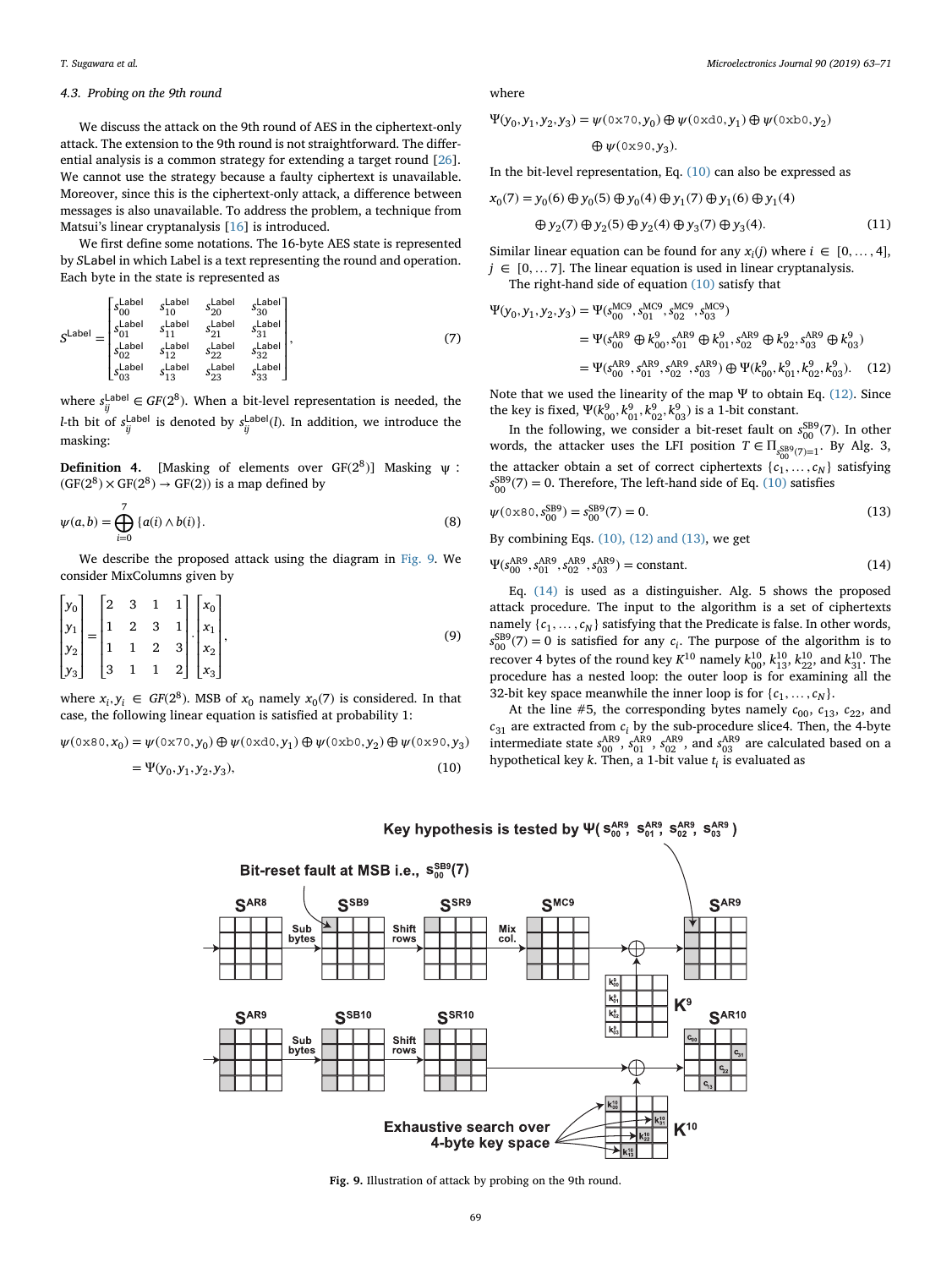### 4.3. Probing on the 9th round

We discuss the attack on the 9th round of AES in the ciphertext-only attack. The extension to the 9th round is not straightforward. The differential analysis is a common strategy for extending a target round [26]. We cannot use the strategy because a faulty ciphertext is unavailable. Moreover, since this is the ciphertext-only attack, a difference between messages is also unavailable. To address the problem, a technique from Matsui's linear cryptanalysis [16] is introduced.

We first define some notations. The 16-byte AES state is represented by $S\mathtt{Label}$ in which Label is a text representing the round and operation. Each byte in the state is represented as

$$S^{\mathrm{Label}} = \begin{bmatrix} s_{00}^{\mathrm{Label}} & s_{10}^{\mathrm{Label}} & s_{20}^{\mathrm{Label}} & s_{30}^{\mathrm{Label}} \\ s_{01}^{\mathrm{Label}} & s_{11}^{\mathrm{Label}} & s_{21}^{\mathrm{Label}} & s_{31}^{\mathrm{Label}} \\ s_{02}^{\mathrm{Label}} & s_{12}^{\mathrm{Label}} & s_{22}^{\mathrm{Label}} & s_{32}^{\mathrm{Label}} \\ s_{03}^{\mathrm{Label}} & s_{13}^{\mathrm{Label}} & s_{23}^{\mathrm{Label}} & s_{33}^{\mathrm{Label}} \end{bmatrix}, \tag{7}$$

where $s_{ij}^{\mathrm{Label}} \in GF(2^8)$. When a bit-level representation is needed, the $l$-th bit of $s_{ij}^{\mathrm{Label}}$ is denoted by $s_{ij}^{\mathrm{Label}}(l)$. In addition, we introduce the masking:

**Definition 4.** [Masking of elements over GF($2^8$)] Masking $\psi$ : $(\mathrm{GF}(2^8) \times \mathrm{GF}(2^8) \to \mathrm{GF}(2))$ is a map defined by

$$\psi(a,b) = \bigoplus_{i=0}^{7} \{a(i) \wedge b(i)\}. \tag{8}$$

We describe the proposed attack using the diagram in Fig. 9. We consider MixColumns given by

$$\begin{bmatrix} y_0 \\ y_1 \\ y_2 \\ y_3 \end{bmatrix} = \begin{bmatrix} 2 & 3 & 1 & 1 \\ 1 & 2 & 3 & 1 \\ 1 & 1 & 2 & 3 \\ 3 & 1 & 1 & 2 \end{bmatrix} \cdot \begin{bmatrix} x_0 \\ x_1 \\ x_2 \\ x_3 \end{bmatrix}, \tag{9}$$

where $x_i, y_i \in GF(2^8)$. MSB of $x_0$ namely $x_0(7)$ is considered. In that case, the following linear equation is satisfied at probability 1:

$$\begin{aligned} \psi(\mathtt{0x80}, x_0) &= \psi(\mathtt{0x70}, y_0) \oplus \psi(\mathtt{0xd0}, y_1) \oplus \psi(\mathtt{0xb0}, y_2) \oplus \psi(\mathtt{0x90}, y_3) \\ &= \Psi(y_0, y_1, y_2, y_3), \end{aligned} \tag{10}$$

where

$$\Psi(y_0, y_1, y_2, y_3) = \psi(\mathtt{0x70}, y_0) \oplus \psi(\mathtt{0xd0}, y_1) \oplus \psi(\mathtt{0xb0}, y_2) \oplus \psi(\mathtt{0x90}, y_3).$$

In the bit-level representation, Eq. (10) can also be expressed as

$$\begin{aligned} x_0(7) = {} & y_0(6) \oplus y_0(5) \oplus y_0(4) \oplus y_1(7) \oplus y_1(6) \oplus y_1(4) \\ & \oplus y_2(7) \oplus y_2(5) \oplus y_2(4) \oplus y_3(7) \oplus y_3(4). \end{aligned} \tag{11}$$

Similar linear equation can be found for any $x_i(j)$ where $i \in [0, \ldots, 4]$, $j \in [0, \ldots 7]$. The linear equation is used in linear cryptanalysis.

The right-hand side of equation (10) satisfy that

$$\begin{aligned} \Psi(y_0, y_1, y_2, y_3) &= \Psi(s_{00}^{\mathrm{MC9}}, s_{01}^{\mathrm{MC9}}, s_{02}^{\mathrm{MC9}}, s_{03}^{\mathrm{MC9}}) \\ &= \Psi(s_{00}^{\mathrm{AR9}} \oplus k_{00}^9, s_{01}^{\mathrm{AR9}} \oplus k_{01}^9, s_{02}^{\mathrm{AR9}} \oplus k_{02}^9, s_{03}^{\mathrm{AR9}} \oplus k_{03}^9) \\ &= \Psi(s_{00}^{\mathrm{AR9}}, s_{01}^{\mathrm{AR9}}, s_{02}^{\mathrm{AR9}}, s_{03}^{\mathrm{AR9}}) \oplus \Psi(k_{00}^9, k_{01}^9, k_{02}^9, k_{03}^9). \end{aligned} \tag{12}$$

Note that we used the linearity of the map $\Psi$ to obtain Eq. (12). Since the key is fixed, $\Psi(k_{00}^9, k_{01}^9, k_{02}^9, k_{03}^9)$ is a 1-bit constant.

In the following, we consider a bit-reset fault on $s_{00}^{\mathrm{SB9}}(7)$. In other words, the attacker uses the LFI position $T \in \Pi_{s_{00}^{\mathrm{SB9}}(7)=1}$. By Alg. 3, the attacker obtain a set of correct ciphertexts $\{c_1, \ldots, c_N\}$ satisfying $s_{00}^{\mathrm{SB9}}(7) = 0$. Therefore, The left-hand side of Eq. (10) satisfies

$$\psi(\mathtt{0x80}, s_{00}^{\mathrm{SB9}}) = s_{00}^{\mathrm{SB9}}(7) = 0. \tag{13}$$

By combining Eqs. (10), (12) and (13), we get

$$\Psi(s_{00}^{\mathrm{AR9}}, s_{01}^{\mathrm{AR9}}, s_{02}^{\mathrm{AR9}}, s_{03}^{\mathrm{AR9}}) = \text{constant}. \tag{14}$$

Eq. (14) is used as a distinguisher. Alg. 5 shows the proposed attack procedure. The input to the algorithm is a set of ciphertexts namely $\{c_1, \ldots, c_N\}$ satisfying that the Predicate is false. In other words, $s_{00}^{\mathrm{SB9}}(7) = 0$ is satisfied for any $c_i$. The purpose of the algorithm is to recover 4 bytes of the round key $K^{10}$ namely $k_{00}^{10}$, $k_{13}^{10}$, $k_{22}^{10}$, and $k_{31}^{10}$. The procedure has a nested loop: the outer loop is for examining all the 32-bit key space meanwhile the inner loop is for $\{c_1, \ldots, c_N\}$.

At the line #5, the corresponding bytes namely $c_{00}$, $c_{13}$, $c_{22}$, and $c_{31}$ are extracted from $c_i$ by the sub-procedure slice4. Then, the 4-byte intermediate state $s_{00}^{\mathrm{AR9}}$, $s_{01}^{\mathrm{AR9}}$, $s_{02}^{\mathrm{AR9}}$, and $s_{03}^{\mathrm{AR9}}$ are calculated based on a hypothetical key $k$. Then, a 1-bit value $t_i$ is evaluated as

**Fig. 9.** Illustration of attack by probing on the 9th round.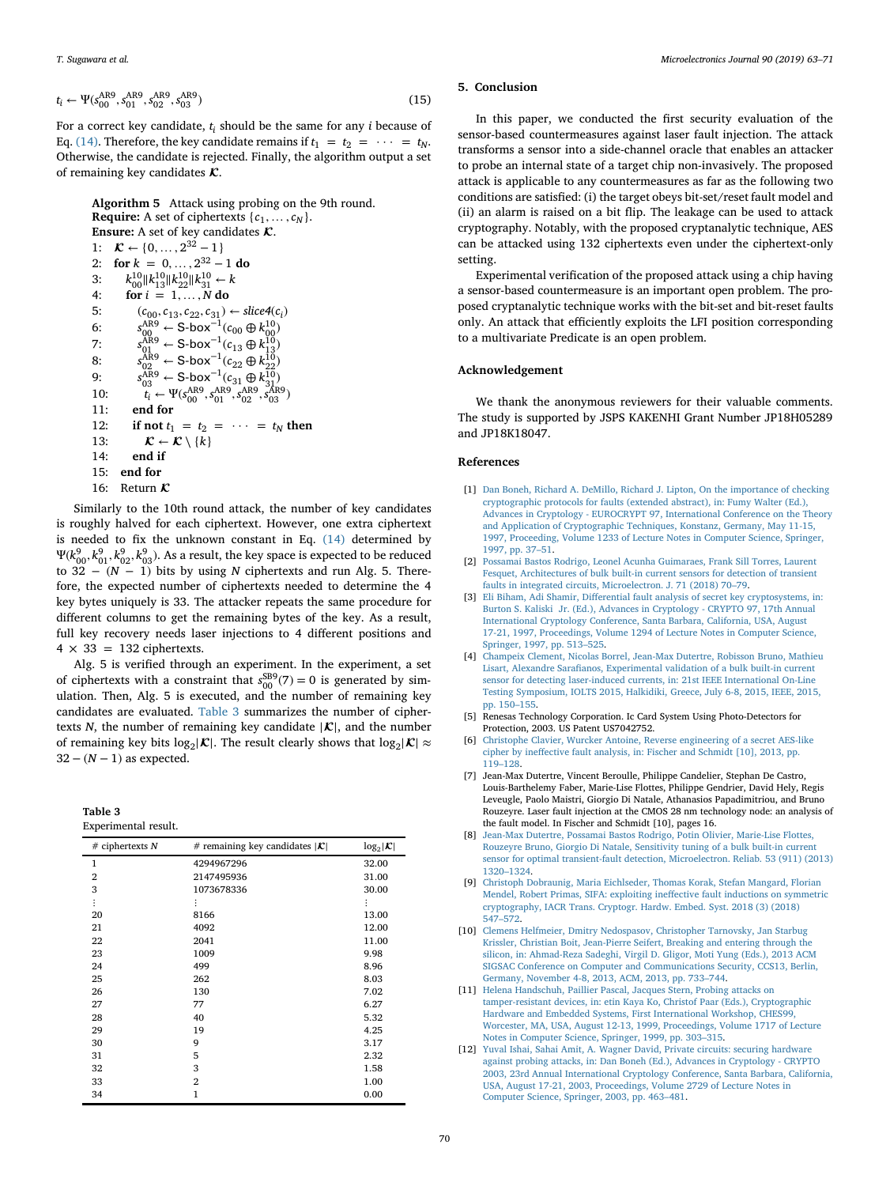$$t_i \leftarrow \Psi(s_{00}^{\mathrm{AR9}}, s_{01}^{\mathrm{AR9}}, s_{02}^{\mathrm{AR9}}, s_{03}^{\mathrm{AR9}}) \tag{15}$$

For a correct key candidate, $t_i$ should be the same for any $i$ because of Eq. (14). Therefore, the key candidate remains if $t_1 = t_2 = \cdots = t_N$. Otherwise, the candidate is rejected. Finally, the algorithm output a set of remaining key candidates $\mathcal{K}$.

**Algorithm 5** Attack using probing on the 9th round.
**Require:** A set of ciphertexts $\{c_1, \ldots, c_N\}$.
**Ensure:** A set of key candidates $\mathcal{K}$.

1: $\mathcal{K} \leftarrow \{0, \ldots, 2^{32} - 1\}$
2: **for** $k = 0, \ldots, 2^{32} - 1$ **do**
3: $\quad k_{00}^{10} \| k_{13}^{10} \| k_{22}^{10} \| k_{31}^{10} \leftarrow k$
4: $\quad$ **for** $i = 1, \ldots, N$ **do**
5: $\quad\quad (c_{00}, c_{13}, c_{22}, c_{31}) \leftarrow slice4(c_i)$
6: $\quad\quad s_{00}^{\mathrm{AR9}} \leftarrow \text{S-box}^{-1}(c_{00} \oplus k_{00}^{10})$
7: $\quad\quad s_{01}^{\mathrm{AR9}} \leftarrow \text{S-box}^{-1}(c_{13} \oplus k_{13}^{10})$
8: $\quad\quad s_{02}^{\mathrm{AR9}} \leftarrow \text{S-box}^{-1}(c_{22} \oplus k_{22}^{10})$
9: $\quad\quad s_{03}^{\mathrm{AR9}} \leftarrow \text{S-box}^{-1}(c_{31} \oplus k_{31}^{10})$
10: $\quad\quad t_i \leftarrow \Psi(s_{00}^{\mathrm{AR9}}, s_{01}^{\mathrm{AR9}}, s_{02}^{\mathrm{AR9}}, s_{03}^{\mathrm{AR9}})$
11: $\quad$ **end for**
12: $\quad$ **if not** $t_1 = t_2 = \cdots = t_N$ **then**
13: $\quad\quad \mathcal{K} \leftarrow \mathcal{K} \setminus \{k\}$
14: $\quad$ **end if**
15: **end for**
16: Return $\mathcal{K}$

Similarly to the 10th round attack, the number of key candidates is roughly halved for each ciphertext. However, one extra ciphertext is needed to fix the unknown constant in Eq. (14) determined by $\Psi(k_{00}^9, k_{01}^9, k_{02}^9, k_{03}^9)$. As a result, the key space is expected to be reduced to $32 - (N - 1)$ bits by using $N$ ciphertexts and run Alg. 5. Therefore, the expected number of ciphertexts needed to determine the 4 key bytes uniquely is 33. The attacker repeats the same procedure for different columns to get the remaining bytes of the key. As a result, full key recovery needs laser injections to 4 different positions and $4 \times 33 = 132$ ciphertexts.

Alg. 5 is verified through an experiment. In the experiment, a set of ciphertexts with a constraint that $s_{00}^{\mathrm{SB9}}(7) = 0$ is generated by simulation. Then, Alg. 5 is executed, and the number of remaining key candidates are evaluated. Table 3 summarizes the number of ciphertexts $N$, the number of remaining key candidate $|\mathcal{K}|$, and the number of remaining key bits $\log_2|\mathcal{K}|$. The result clearly shows that $\log_2|\mathcal{K}| \approx 32 - (N - 1)$ as expected.

**Table 3**
Experimental result.

| # ciphertexts $N$ | # remaining key candidates $\lvert\mathcal{K}\rvert$ | $\log_2\lvert\mathcal{K}\rvert$ |
|---|---|---|
| 1 | 4294967296 | 32.00 |
| 2 | 2147495936 | 31.00 |
| 3 | 1073678336 | 30.00 |
| ⋮ | ⋮ | ⋮ |
| 20 | 8166 | 13.00 |
| 21 | 4092 | 12.00 |
| 22 | 2041 | 11.00 |
| 23 | 1009 | 9.98 |
| 24 | 499 | 8.96 |
| 25 | 262 | 8.03 |
| 26 | 130 | 7.02 |
| 27 | 77 | 6.27 |
| 28 | 40 | 5.32 |
| 29 | 19 | 4.25 |
| 30 | 9 | 3.17 |
| 31 | 5 | 2.32 |
| 32 | 3 | 1.58 |
| 33 | 2 | 1.00 |
| 34 | 1 | 0.00 |

## 5. Conclusion

In this paper, we conducted the first security evaluation of the sensor-based countermeasures against laser fault injection. The attack transforms a sensor into a side-channel oracle that enables an attacker to probe an internal state of a target chip non-invasively. The proposed attack is applicable to any countermeasures as far as the following two conditions are satisfied: (i) the target obeys bit-set/reset fault model and (ii) an alarm is raised on a bit flip. The leakage can be used to attack cryptography. Notably, with the proposed cryptanalytic technique, AES can be attacked using 132 ciphertexts even under the ciphertext-only setting.

Experimental verification of the proposed attack using a chip having a sensor-based countermeasure is an important open problem. The proposed cryptanalytic technique works with the bit-set and bit-reset faults only. An attack that efficiently exploits the LFI position corresponding to a multivariate Predicate is an open problem.

## Acknowledgement

We thank the anonymous reviewers for their valuable comments. The study is supported by JSPS KAKENHI Grant Number JP18H05289 and JP18K18047.

## References

[1] Dan Boneh, Richard A. DeMillo, Richard J. Lipton, On the importance of checking cryptographic protocols for faults (extended abstract), in: Fumy Walter (Ed.), Advances in Cryptology - EUROCRYPT 97, International Conference on the Theory and Application of Cryptographic Techniques, Konstanz, Germany, May 11-15, 1997, Proceeding, Volume 1233 of Lecture Notes in Computer Science, Springer, 1997, pp. 37–51.

[2] Possamai Bastos Rodrigo, Leonel Acunha Guimaraes, Frank Sill Torres, Laurent Fesquet, Architectures of bulk built-in current sensors for detection of transient faults in integrated circuits, Microelectron. J. 71 (2018) 70–79.

[3] Eli Biham, Adi Shamir, Differential fault analysis of secret key cryptosystems, in: Burton S. Kaliski Jr. (Ed.), Advances in Cryptology - CRYPTO 97, 17th Annual International Cryptology Conference, Santa Barbara, California, USA, August 17-21, 1997, Proceedings, Volume 1294 of Lecture Notes in Computer Science, Springer, 1997, pp. 513–525.

[4] Champeix Clement, Nicolas Borrel, Jean-Max Dutertre, Robisson Bruno, Mathieu Lisart, Alexandre Sarafianos, Experimental validation of a bulk built-in current sensor for detecting laser-induced currents, in: 21st IEEE International On-Line Testing Symposium, IOLTS 2015, Halkidiki, Greece, July 6-8, 2015, IEEE, 2015, pp. 150–155.

[5] Renesas Technology Corporation. Ic Card System Using Photo-Detectors for Protection, 2003. US Patent US7042752.

[6] Christophe Clavier, Wurcker Antoine, Reverse engineering of a secret AES-like cipher by ineffective fault analysis, in: Fischer and Schmidt [10], 2013, pp. 119–128.

[7] Jean-Max Dutertre, Vincent Beroulle, Philippe Candelier, Stephan De Castro, Louis-Barthelemy Faber, Marie-Lise Flottes, Philippe Gendrier, David Hely, Regis Leveugle, Paolo Maistri, Giorgio Di Natale, Athanasios Papadimitriou, and Bruno Rouzeyre. Laser fault injection at the CMOS 28 nm technology node: an analysis of the fault model. In Fischer and Schmidt [10], pages 16.

[8] Jean-Max Dutertre, Possamai Bastos Rodrigo, Potin Olivier, Marie-Lise Flottes, Rouzeyre Bruno, Giorgio Di Natale, Sensitivity tuning of a bulk built-in current sensor for optimal transient-fault detection, Microelectron. Reliab. 53 (911) (2013) 1320–1324.

[9] Christoph Dobraunig, Maria Eichlseder, Thomas Korak, Stefan Mangard, Florian Mendel, Robert Primas, SIFA: exploiting ineffective fault inductions on symmetric cryptography, IACR Trans. Cryptogr. Hardw. Embed. Syst. 2018 (3) (2018) 547–572.

[10] Clemens Helfmeier, Dmitry Nedospasov, Christopher Tarnovsky, Jan Starbug Krissler, Christian Boit, Jean-Pierre Seifert, Breaking and entering through the silicon, in: Ahmad-Reza Sadeghi, Virgil D. Gligor, Moti Yung (Eds.), 2013 ACM SIGSAC Conference on Computer and Communications Security, CCS13, Berlin, Germany, November 4-8, 2013, ACM, 2013, pp. 733–744.

[11] Helena Handschuh, Paillier Pascal, Jacques Stern, Probing attacks on tamper-resistant devices, in: etin Kaya Ko, Christof Paar (Eds.), Cryptographic Hardware and Embedded Systems, First International Workshop, CHES99, Worcester, MA, USA, August 12-13, 1999, Proceedings, Volume 1717 of Lecture Notes in Computer Science, Springer, 1999, pp. 303–315.

[12] Yuval Ishai, Sahai Amit, A. Wagner David, Private circuits: securing hardware against probing attacks, in: Dan Boneh (Ed.), Advances in Cryptology - CRYPTO 2003, 23rd Annual International Cryptology Conference, Santa Barbara, California, USA, August 17-21, 2003, Proceedings, Volume 2729 of Lecture Notes in Computer Science, Springer, 2003, pp. 463–481.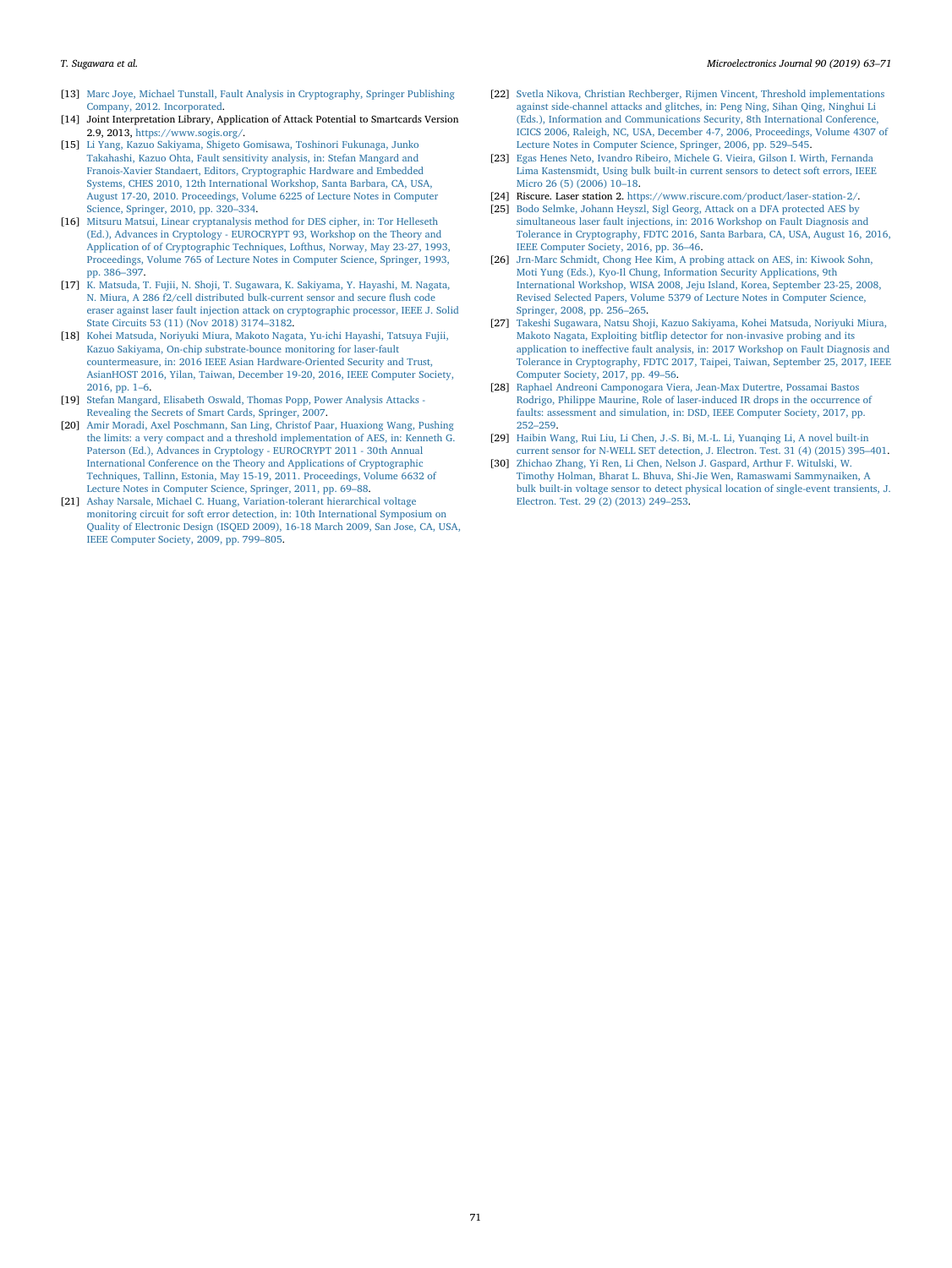[13] Marc Joye, Michael Tunstall, Fault Analysis in Cryptography, Springer Publishing Company, 2012. Incorporated.

[14] Joint Interpretation Library, Application of Attack Potential to Smartcards Version 2.9, 2013, https://www.sogis.org/.

[15] Li Yang, Kazuo Sakiyama, Shigeto Gomisawa, Toshinori Fukunaga, Junko Takahashi, Kazuo Ohta, Fault sensitivity analysis, in: Stefan Mangard and Franois-Xavier Standaert, Editors, Cryptographic Hardware and Embedded Systems, CHES 2010, 12th International Workshop, Santa Barbara, CA, USA, August 17-20, 2010. Proceedings, Volume 6225 of Lecture Notes in Computer Science, Springer, 2010, pp. 320–334.

[16] Mitsuru Matsui, Linear cryptanalysis method for DES cipher, in: Tor Helleseth (Ed.), Advances in Cryptology - EUROCRYPT 93, Workshop on the Theory and Application of of Cryptographic Techniques, Lofthus, Norway, May 23-27, 1993, Proceedings, Volume 765 of Lecture Notes in Computer Science, Springer, 1993, pp. 386–397.

[17] K. Matsuda, T. Fujii, N. Shoji, T. Sugawara, K. Sakiyama, Y. Hayashi, M. Nagata, N. Miura, A 286 f2/cell distributed bulk-current sensor and secure flush code eraser against laser fault injection attack on cryptographic processor, IEEE J. Solid State Circuits 53 (11) (Nov 2018) 3174–3182.

[18] Kohei Matsuda, Noriyuki Miura, Makoto Nagata, Yu-ichi Hayashi, Tatsuya Fujii, Kazuo Sakiyama, On-chip substrate-bounce monitoring for laser-fault countermeasure, in: 2016 IEEE Asian Hardware-Oriented Security and Trust, AsianHOST 2016, Yilan, Taiwan, December 19-20, 2016, IEEE Computer Society, 2016, pp. 1–6.

[19] Stefan Mangard, Elisabeth Oswald, Thomas Popp, Power Analysis Attacks - Revealing the Secrets of Smart Cards, Springer, 2007.

[20] Amir Moradi, Axel Poschmann, San Ling, Christof Paar, Huaxiong Wang, Pushing the limits: a very compact and a threshold implementation of AES, in: Kenneth G. Paterson (Ed.), Advances in Cryptology - EUROCRYPT 2011 - 30th Annual International Conference on the Theory and Applications of Cryptographic Techniques, Tallinn, Estonia, May 15-19, 2011. Proceedings, Volume 6632 of Lecture Notes in Computer Science, Springer, 2011, pp. 69–88.

[21] Ashay Narsale, Michael C. Huang, Variation-tolerant hierarchical voltage monitoring circuit for soft error detection, in: 10th International Symposium on Quality of Electronic Design (ISQED 2009), 16-18 March 2009, San Jose, CA, USA, IEEE Computer Society, 2009, pp. 799–805.

[22] Svetla Nikova, Christian Rechberger, Rijmen Vincent, Threshold implementations against side-channel attacks and glitches, in: Peng Ning, Sihan Qing, Ninghui Li (Eds.), Information and Communications Security, 8th International Conference, ICICS 2006, Raleigh, NC, USA, December 4-7, 2006, Proceedings, Volume 4307 of Lecture Notes in Computer Science, Springer, 2006, pp. 529–545.

[23] Egas Henes Neto, Ivandro Ribeiro, Michele G. Vieira, Gilson I. Wirth, Fernanda Lima Kastensmidt, Using bulk built-in current sensors to detect soft errors, IEEE Micro 26 (5) (2006) 10–18.

[24] Riscure. Laser station 2. https://www.riscure.com/product/laser-station-2/.

[25] Bodo Selmke, Johann Heyszl, Sigl Georg, Attack on a DFA protected AES by simultaneous laser fault injections, in: 2016 Workshop on Fault Diagnosis and Tolerance in Cryptography, FDTC 2016, Santa Barbara, CA, USA, August 16, 2016, IEEE Computer Society, 2016, pp. 36–46.

[26] Jrn-Marc Schmidt, Chong Hee Kim, A probing attack on AES, in: Kiwook Sohn, Moti Yung (Eds.), Kyo-Il Chung, Information Security Applications, 9th International Workshop, WISA 2008, Jeju Island, Korea, September 23-25, 2008, Revised Selected Papers, Volume 5379 of Lecture Notes in Computer Science, Springer, 2008, pp. 256–265.

[27] Takeshi Sugawara, Natsu Shoji, Kazuo Sakiyama, Kohei Matsuda, Noriyuki Miura, Makoto Nagata, Exploiting bitflip detector for non-invasive probing and its application to ineffective fault analysis, in: 2017 Workshop on Fault Diagnosis and Tolerance in Cryptography, FDTC 2017, Taipei, Taiwan, September 25, 2017, IEEE Computer Society, 2017, pp. 49–56.

[28] Raphael Andreoni Camponogara Viera, Jean-Max Dutertre, Possamai Bastos Rodrigo, Philippe Maurine, Role of laser-induced IR drops in the occurrence of faults: assessment and simulation, in: DSD, IEEE Computer Society, 2017, pp. 252–259.

[29] Haibin Wang, Rui Liu, Li Chen, J.-S. Bi, M.-L. Li, Yuanqing Li, A novel built-in current sensor for N-WELL SET detection, J. Electron. Test. 31 (4) (2015) 395–401.

[30] Zhichao Zhang, Yi Ren, Li Chen, Nelson J. Gaspard, Arthur F. Witulski, W. Timothy Holman, Bharat L. Bhuva, Shi-Jie Wen, Ramaswami Sammynaiken, A bulk built-in voltage sensor to detect physical location of single-event transients, J. Electron. Test. 29 (2) (2013) 249–253.